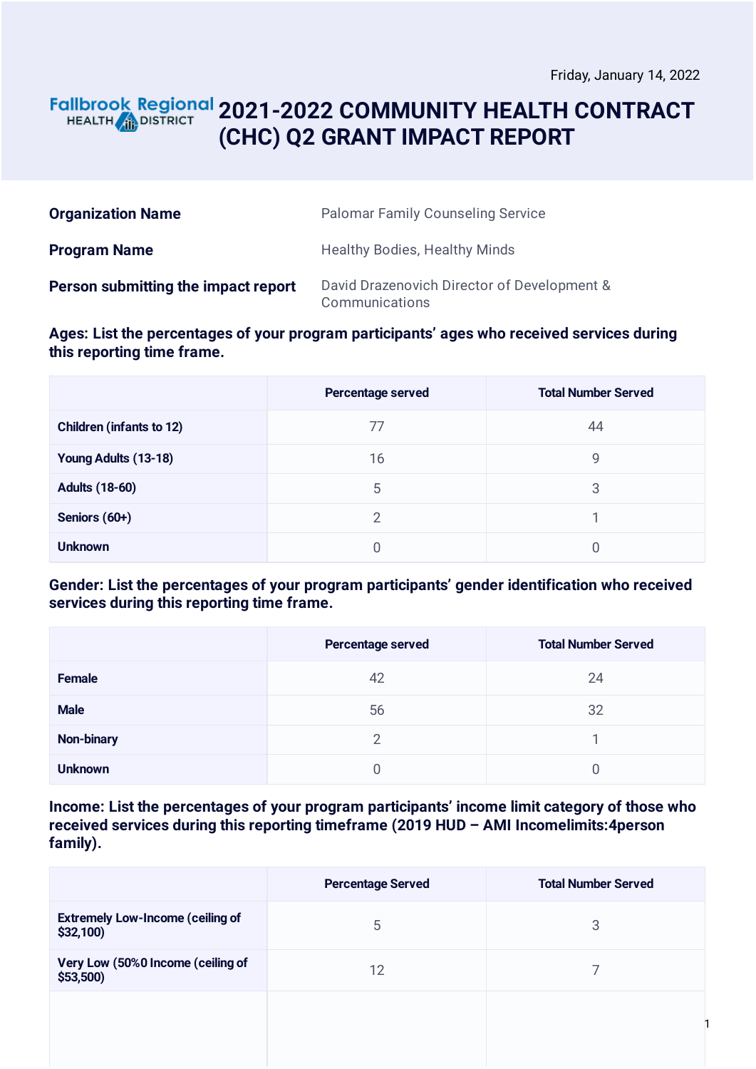Friday, January 14, 2022

# Fallbrook Regional HEALTH DISTRICT 2021-2022 COMMUNITY HEALTH CONTRACT (CHC) Q2 GRANT IMPACT REPORT

| | |
|---|---|
| **Organization Name** | Palomar Family Counseling Service |
| **Program Name** | Healthy Bodies, Healthy Minds |
| **Person submitting the impact report** | David Drazenovich Director of Development & Communications |

### Ages: List the percentages of your program participants' ages who received services during this reporting time frame.

| | Percentage served | Total Number Served |
|---|---|---|
| **Children (infants to 12)** | 77 | 44 |
| **Young Adults (13-18)** | 16 | 9 |
| **Adults (18-60)** | 5 | 3 |
| **Seniors (60+)** | 2 | 1 |
| **Unknown** | 0 | 0 |

### Gender: List the percentages of your program participants' gender identification who received services during this reporting time frame.

| | Percentage served | Total Number Served |
|---|---|---|
| **Female** | 42 | 24 |
| **Male** | 56 | 32 |
| **Non-binary** | 2 | 1 |
| **Unknown** | 0 | 0 |

### Income: List the percentages of your program participants' income limit category of those who received services during this reporting timeframe (2019 HUD – AMI Incomelimits:4person family).

| | Percentage Served | Total Number Served |
|---|---|---|
| **Extremely Low-Income (ceiling of $32,100)** | 5 | 3 |
| **Very Low (50%0 Income (ceiling of $53,500)** | 12 | 7 |
| | | |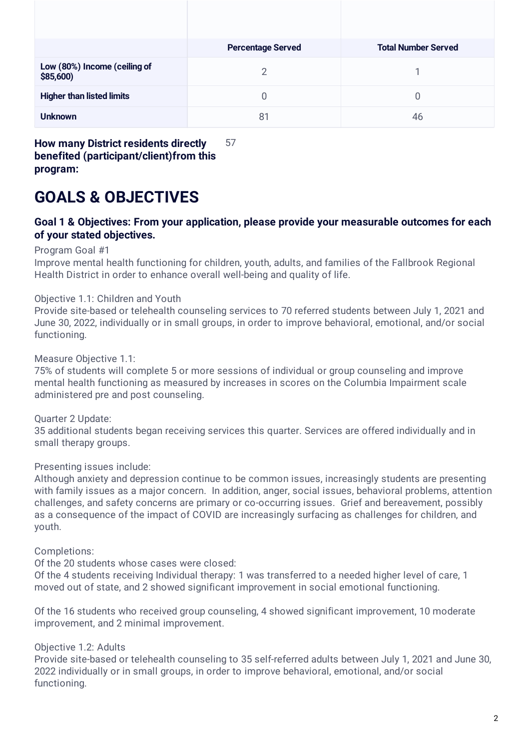| | Percentage Served | Total Number Served |
|---|---|---|
| **Low (80%) Income (ceiling of $85,600)** | 2 | 1 |
| **Higher than listed limits** | 0 | 0 |
| **Unknown** | 81 | 46 |

**How many District residents directly benefited (participant/client)from this program:** 57

# GOALS & OBJECTIVES

### Goal 1 & Objectives: From your application, please provide your measurable outcomes for each of your stated objectives.

Program Goal #1
Improve mental health functioning for children, youth, adults, and families of the Fallbrook Regional Health District in order to enhance overall well-being and quality of life.

Objective 1.1: Children and Youth
Provide site-based or telehealth counseling services to 70 referred students between July 1, 2021 and June 30, 2022, individually or in small groups, in order to improve behavioral, emotional, and/or social functioning.

Measure Objective 1.1:
75% of students will complete 5 or more sessions of individual or group counseling and improve mental health functioning as measured by increases in scores on the Columbia Impairment scale administered pre and post counseling.

Quarter 2 Update:
35 additional students began receiving services this quarter. Services are offered individually and in small therapy groups.

Presenting issues include:
Although anxiety and depression continue to be common issues, increasingly students are presenting with family issues as a major concern. In addition, anger, social issues, behavioral problems, attention challenges, and safety concerns are primary or co-occurring issues. Grief and bereavement, possibly as a consequence of the impact of COVID are increasingly surfacing as challenges for children, and youth.

Completions:
Of the 20 students whose cases were closed:
Of the 4 students receiving Individual therapy: 1 was transferred to a needed higher level of care, 1 moved out of state, and 2 showed significant improvement in social emotional functioning.

Of the 16 students who received group counseling, 4 showed significant improvement, 10 moderate improvement, and 2 minimal improvement.

Objective 1.2: Adults
Provide site-based or telehealth counseling to 35 self-referred adults between July 1, 2021 and June 30, 2022 individually or in small groups, in order to improve behavioral, emotional, and/or social functioning.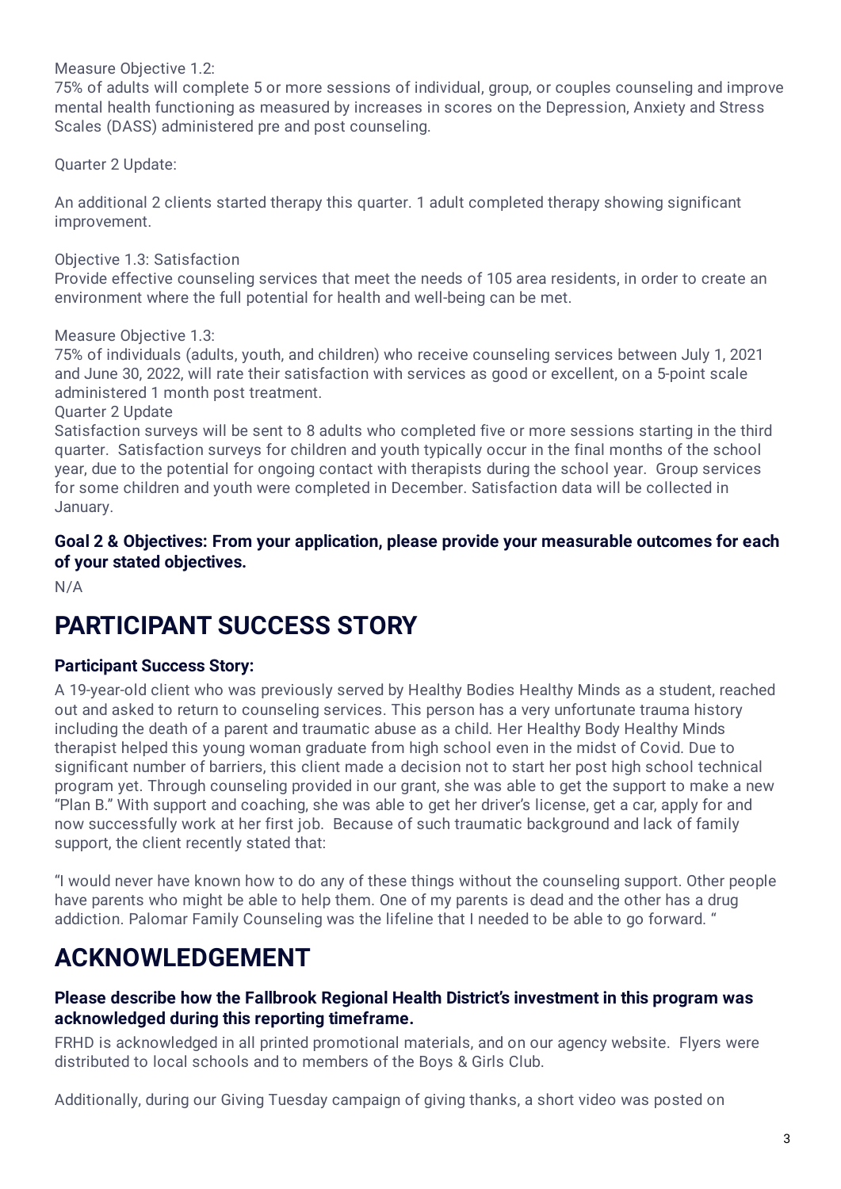Measure Objective 1.2:
75% of adults will complete 5 or more sessions of individual, group, or couples counseling and improve mental health functioning as measured by increases in scores on the Depression, Anxiety and Stress Scales (DASS) administered pre and post counseling.

Quarter 2 Update:

An additional 2 clients started therapy this quarter. 1 adult completed therapy showing significant improvement.

Objective 1.3: Satisfaction
Provide effective counseling services that meet the needs of 105 area residents, in order to create an environment where the full potential for health and well-being can be met.

Measure Objective 1.3:
75% of individuals (adults, youth, and children) who receive counseling services between July 1, 2021 and June 30, 2022, will rate their satisfaction with services as good or excellent, on a 5-point scale administered 1 month post treatment.
Quarter 2 Update
Satisfaction surveys will be sent to 8 adults who completed five or more sessions starting in the third quarter. Satisfaction surveys for children and youth typically occur in the final months of the school year, due to the potential for ongoing contact with therapists during the school year. Group services for some children and youth were completed in December. Satisfaction data will be collected in January.

**Goal 2 & Objectives: From your application, please provide your measurable outcomes for each of your stated objectives.**

N/A

# PARTICIPANT SUCCESS STORY

**Participant Success Story:**

A 19-year-old client who was previously served by Healthy Bodies Healthy Minds as a student, reached out and asked to return to counseling services. This person has a very unfortunate trauma history including the death of a parent and traumatic abuse as a child. Her Healthy Body Healthy Minds therapist helped this young woman graduate from high school even in the midst of Covid. Due to significant number of barriers, this client made a decision not to start her post high school technical program yet. Through counseling provided in our grant, she was able to get the support to make a new "Plan B." With support and coaching, she was able to get her driver's license, get a car, apply for and now successfully work at her first job. Because of such traumatic background and lack of family support, the client recently stated that:

"I would never have known how to do any of these things without the counseling support. Other people have parents who might be able to help them. One of my parents is dead and the other has a drug addiction. Palomar Family Counseling was the lifeline that I needed to be able to go forward. "

# ACKNOWLEDGEMENT

**Please describe how the Fallbrook Regional Health District's investment in this program was acknowledged during this reporting timeframe.**

FRHD is acknowledged in all printed promotional materials, and on our agency website. Flyers were distributed to local schools and to members of the Boys & Girls Club.

Additionally, during our Giving Tuesday campaign of giving thanks, a short video was posted on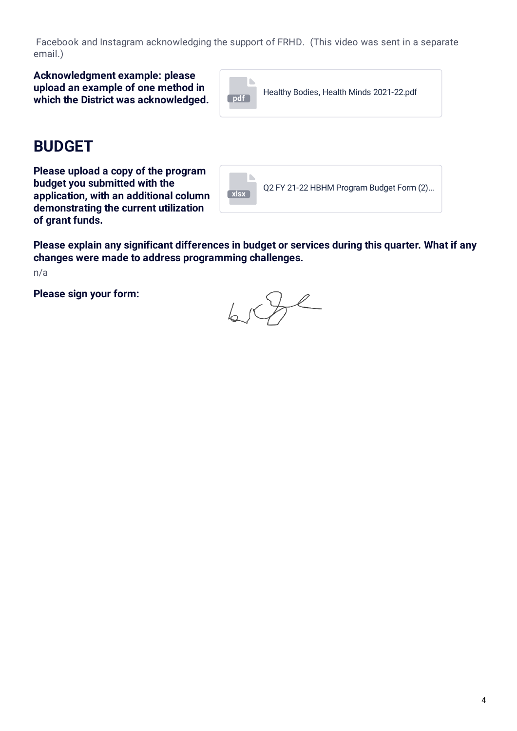Facebook and Instagram acknowledging the support of FRHD.  (This video was sent in a separate email.)

**Acknowledgment example: please upload an example of one method in which the District was acknowledged.**

Healthy Bodies, Health Minds 2021-22.pdf

## BUDGET

**Please upload a copy of the program budget you submitted with the application, with an additional column demonstrating the current utilization of grant funds.**

Q2 FY 21-22 HBHM Program Budget Form (2)...

**Please explain any significant differences in budget or services during this quarter. What if any changes were made to address programming challenges.**

n/a

**Please sign your form:**